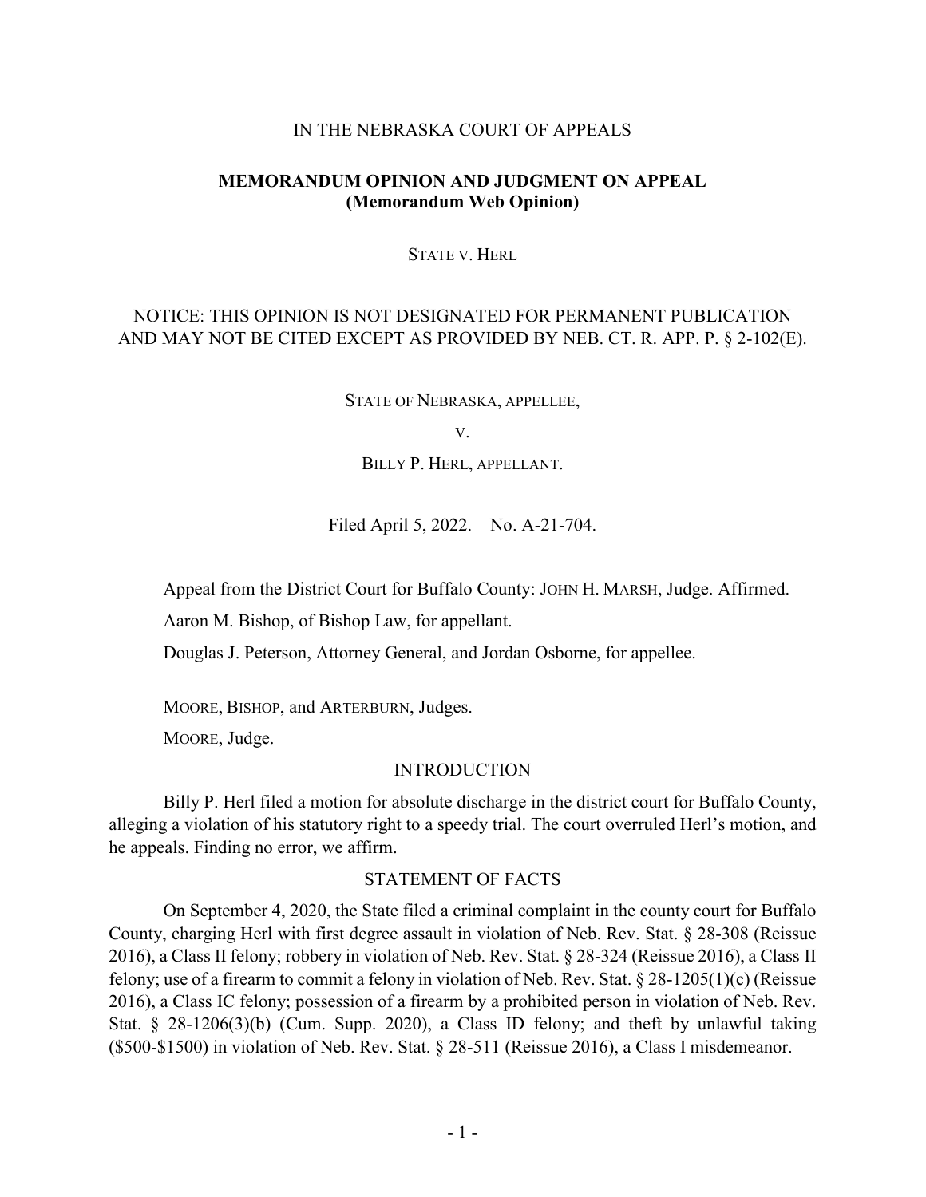IN THE NEBRASKA COURT OF APPEALS

**MEMORANDUM OPINION AND JUDGMENT ON APPEAL (Memorandum Web Opinion)**

STATE V. HERL

NOTICE: THIS OPINION IS NOT DESIGNATED FOR PERMANENT PUBLICATION AND MAY NOT BE CITED EXCEPT AS PROVIDED BY NEB. CT. R. APP. P. § 2-102(E).

STATE OF NEBRASKA, APPELLEE,

V.

BILLY P. HERL, APPELLANT.

Filed April 5, 2022. No. A-21-704.

Appeal from the District Court for Buffalo County: JOHN H. MARSH, Judge. Affirmed.

Aaron M. Bishop, of Bishop Law, for appellant.

Douglas J. Peterson, Attorney General, and Jordan Osborne, for appellee.

MOORE, BISHOP, and ARTERBURN, Judges.

MOORE, Judge.

## INTRODUCTION

Billy P. Herl filed a motion for absolute discharge in the district court for Buffalo County, alleging a violation of his statutory right to a speedy trial. The court overruled Herl's motion, and he appeals. Finding no error, we affirm.

## STATEMENT OF FACTS

On September 4, 2020, the State filed a criminal complaint in the county court for Buffalo County, charging Herl with first degree assault in violation of Neb. Rev. Stat. § 28-308 (Reissue 2016), a Class II felony; robbery in violation of Neb. Rev. Stat. § 28-324 (Reissue 2016), a Class II felony; use of a firearm to commit a felony in violation of Neb. Rev. Stat. § 28-1205(1)(c) (Reissue 2016), a Class IC felony; possession of a firearm by a prohibited person in violation of Neb. Rev. Stat. § 28-1206(3)(b) (Cum. Supp. 2020), a Class ID felony; and theft by unlawful taking ($500-$1500) in violation of Neb. Rev. Stat. § 28-511 (Reissue 2016), a Class I misdemeanor.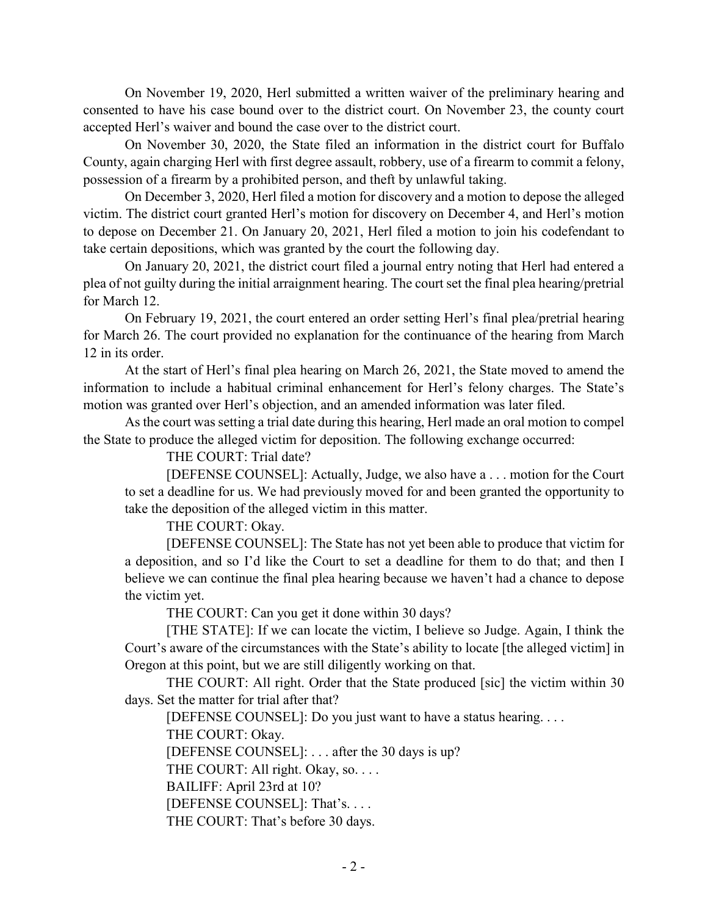On November 19, 2020, Herl submitted a written waiver of the preliminary hearing and consented to have his case bound over to the district court. On November 23, the county court accepted Herl's waiver and bound the case over to the district court.

On November 30, 2020, the State filed an information in the district court for Buffalo County, again charging Herl with first degree assault, robbery, use of a firearm to commit a felony, possession of a firearm by a prohibited person, and theft by unlawful taking.

On December 3, 2020, Herl filed a motion for discovery and a motion to depose the alleged victim. The district court granted Herl's motion for discovery on December 4, and Herl's motion to depose on December 21. On January 20, 2021, Herl filed a motion to join his codefendant to take certain depositions, which was granted by the court the following day.

On January 20, 2021, the district court filed a journal entry noting that Herl had entered a plea of not guilty during the initial arraignment hearing. The court set the final plea hearing/pretrial for March 12.

On February 19, 2021, the court entered an order setting Herl's final plea/pretrial hearing for March 26. The court provided no explanation for the continuance of the hearing from March 12 in its order.

At the start of Herl's final plea hearing on March 26, 2021, the State moved to amend the information to include a habitual criminal enhancement for Herl's felony charges. The State's motion was granted over Herl's objection, and an amended information was later filed.

As the court was setting a trial date during this hearing, Herl made an oral motion to compel the State to produce the alleged victim for deposition. The following exchange occurred:

> THE COURT: Trial date?
>
> [DEFENSE COUNSEL]: Actually, Judge, we also have a . . . motion for the Court to set a deadline for us. We had previously moved for and been granted the opportunity to take the deposition of the alleged victim in this matter.
>
> THE COURT: Okay.
>
> [DEFENSE COUNSEL]: The State has not yet been able to produce that victim for a deposition, and so I'd like the Court to set a deadline for them to do that; and then I believe we can continue the final plea hearing because we haven't had a chance to depose the victim yet.
>
> THE COURT: Can you get it done within 30 days?
>
> [THE STATE]: If we can locate the victim, I believe so Judge. Again, I think the Court's aware of the circumstances with the State's ability to locate [the alleged victim] in Oregon at this point, but we are still diligently working on that.
>
> THE COURT: All right. Order that the State produced [sic] the victim within 30 days. Set the matter for trial after that?
>
> [DEFENSE COUNSEL]: Do you just want to have a status hearing. . . .
>
> THE COURT: Okay.
>
> [DEFENSE COUNSEL]: . . . after the 30 days is up?
>
> THE COURT: All right. Okay, so. . . .
>
> BAILIFF: April 23rd at 10?
>
> [DEFENSE COUNSEL]: That's. . . .
>
> THE COURT: That's before 30 days.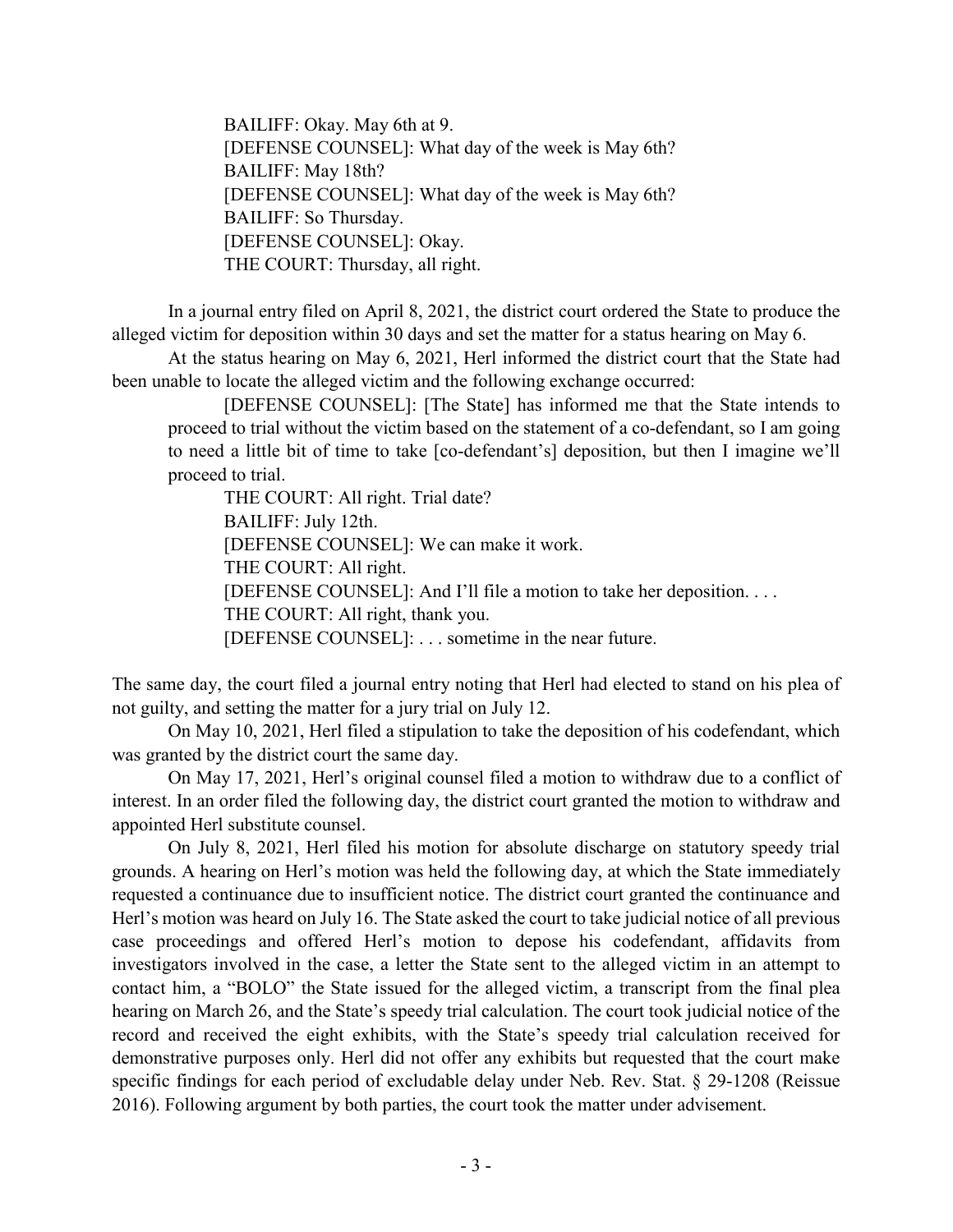BAILIFF: Okay. May 6th at 9.

[DEFENSE COUNSEL]: What day of the week is May 6th?

BAILIFF: May 18th?

[DEFENSE COUNSEL]: What day of the week is May 6th?

BAILIFF: So Thursday.

[DEFENSE COUNSEL]: Okay.

THE COURT: Thursday, all right.

In a journal entry filed on April 8, 2021, the district court ordered the State to produce the alleged victim for deposition within 30 days and set the matter for a status hearing on May 6.

At the status hearing on May 6, 2021, Herl informed the district court that the State had been unable to locate the alleged victim and the following exchange occurred:

> [DEFENSE COUNSEL]: [The State] has informed me that the State intends to proceed to trial without the victim based on the statement of a co-defendant, so I am going to need a little bit of time to take [co-defendant's] deposition, but then I imagine we'll proceed to trial.
>
> THE COURT: All right. Trial date?
>
> BAILIFF: July 12th.
>
> [DEFENSE COUNSEL]: We can make it work.
>
> THE COURT: All right.
>
> [DEFENSE COUNSEL]: And I'll file a motion to take her deposition. . . .
>
> THE COURT: All right, thank you.
>
> [DEFENSE COUNSEL]: . . . sometime in the near future.

The same day, the court filed a journal entry noting that Herl had elected to stand on his plea of not guilty, and setting the matter for a jury trial on July 12.

On May 10, 2021, Herl filed a stipulation to take the deposition of his codefendant, which was granted by the district court the same day.

On May 17, 2021, Herl's original counsel filed a motion to withdraw due to a conflict of interest. In an order filed the following day, the district court granted the motion to withdraw and appointed Herl substitute counsel.

On July 8, 2021, Herl filed his motion for absolute discharge on statutory speedy trial grounds. A hearing on Herl's motion was held the following day, at which the State immediately requested a continuance due to insufficient notice. The district court granted the continuance and Herl's motion was heard on July 16. The State asked the court to take judicial notice of all previous case proceedings and offered Herl's motion to depose his codefendant, affidavits from investigators involved in the case, a letter the State sent to the alleged victim in an attempt to contact him, a "BOLO" the State issued for the alleged victim, a transcript from the final plea hearing on March 26, and the State's speedy trial calculation. The court took judicial notice of the record and received the eight exhibits, with the State's speedy trial calculation received for demonstrative purposes only. Herl did not offer any exhibits but requested that the court make specific findings for each period of excludable delay under Neb. Rev. Stat. § 29-1208 (Reissue 2016). Following argument by both parties, the court took the matter under advisement.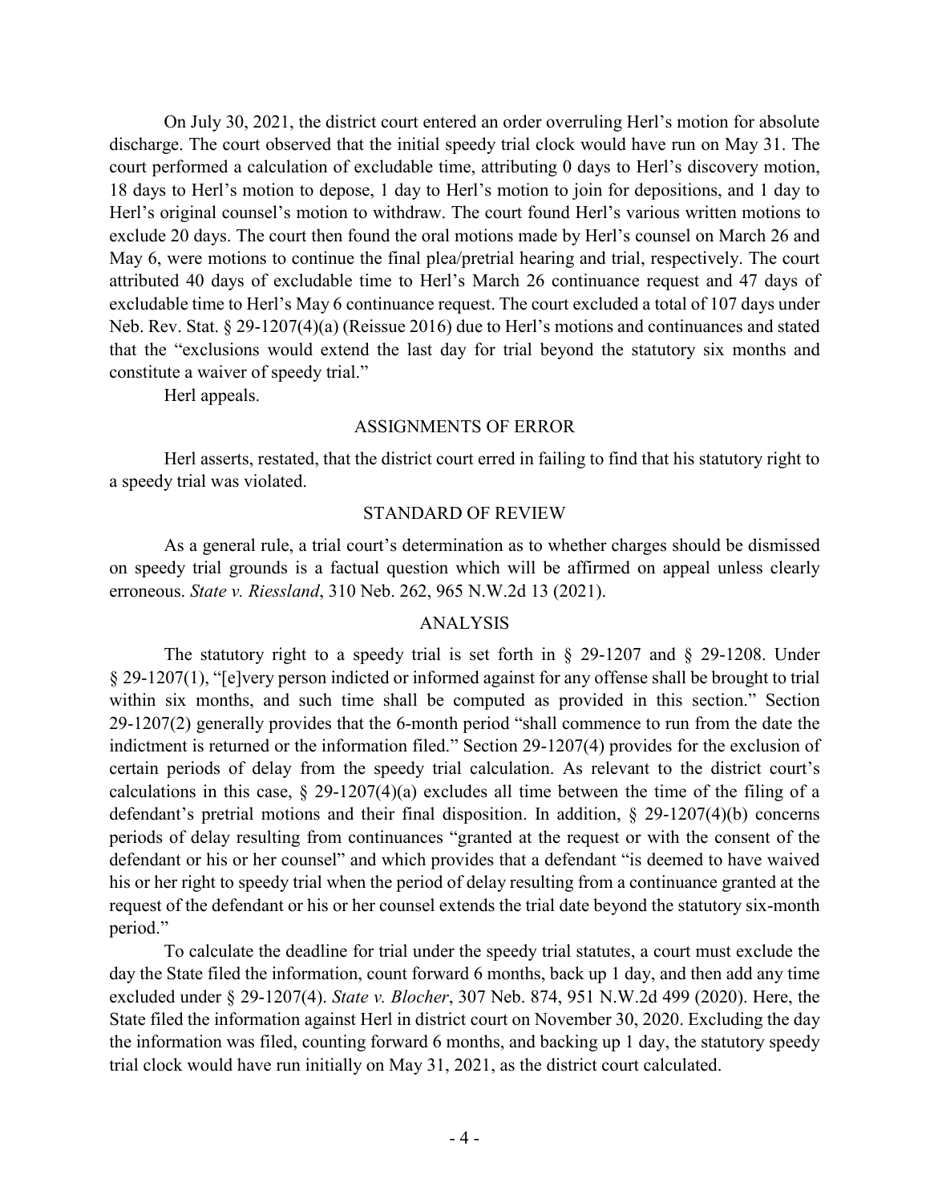On July 30, 2021, the district court entered an order overruling Herl's motion for absolute discharge. The court observed that the initial speedy trial clock would have run on May 31. The court performed a calculation of excludable time, attributing 0 days to Herl's discovery motion, 18 days to Herl's motion to depose, 1 day to Herl's motion to join for depositions, and 1 day to Herl's original counsel's motion to withdraw. The court found Herl's various written motions to exclude 20 days. The court then found the oral motions made by Herl's counsel on March 26 and May 6, were motions to continue the final plea/pretrial hearing and trial, respectively. The court attributed 40 days of excludable time to Herl's March 26 continuance request and 47 days of excludable time to Herl's May 6 continuance request. The court excluded a total of 107 days under Neb. Rev. Stat. § 29-1207(4)(a) (Reissue 2016) due to Herl's motions and continuances and stated that the "exclusions would extend the last day for trial beyond the statutory six months and constitute a waiver of speedy trial."

Herl appeals.

## ASSIGNMENTS OF ERROR

Herl asserts, restated, that the district court erred in failing to find that his statutory right to a speedy trial was violated.

## STANDARD OF REVIEW

As a general rule, a trial court's determination as to whether charges should be dismissed on speedy trial grounds is a factual question which will be affirmed on appeal unless clearly erroneous. *State v. Riessland*, 310 Neb. 262, 965 N.W.2d 13 (2021).

## ANALYSIS

The statutory right to a speedy trial is set forth in § 29-1207 and § 29-1208. Under § 29-1207(1), "[e]very person indicted or informed against for any offense shall be brought to trial within six months, and such time shall be computed as provided in this section." Section 29-1207(2) generally provides that the 6-month period "shall commence to run from the date the indictment is returned or the information filed." Section 29-1207(4) provides for the exclusion of certain periods of delay from the speedy trial calculation. As relevant to the district court's calculations in this case, § 29-1207(4)(a) excludes all time between the time of the filing of a defendant's pretrial motions and their final disposition. In addition, § 29-1207(4)(b) concerns periods of delay resulting from continuances "granted at the request or with the consent of the defendant or his or her counsel" and which provides that a defendant "is deemed to have waived his or her right to speedy trial when the period of delay resulting from a continuance granted at the request of the defendant or his or her counsel extends the trial date beyond the statutory six-month period."

To calculate the deadline for trial under the speedy trial statutes, a court must exclude the day the State filed the information, count forward 6 months, back up 1 day, and then add any time excluded under § 29-1207(4). *State v. Blocher*, 307 Neb. 874, 951 N.W.2d 499 (2020). Here, the State filed the information against Herl in district court on November 30, 2020. Excluding the day the information was filed, counting forward 6 months, and backing up 1 day, the statutory speedy trial clock would have run initially on May 31, 2021, as the district court calculated.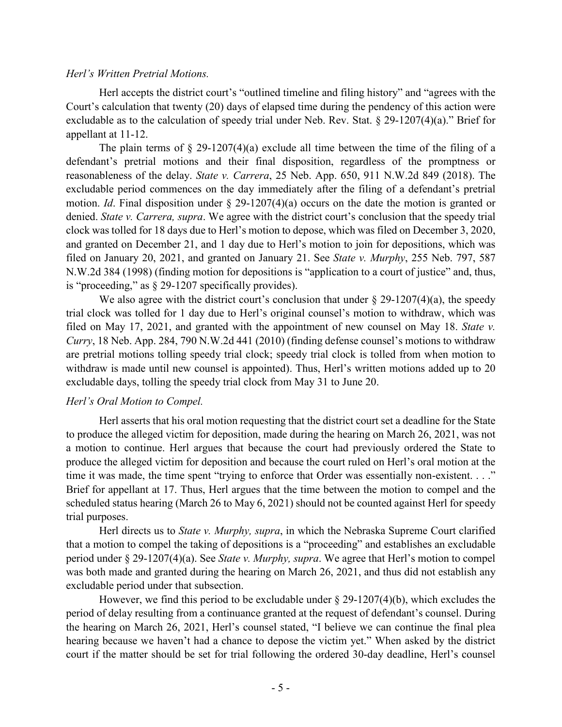*Herl's Written Pretrial Motions.*

Herl accepts the district court's "outlined timeline and filing history" and "agrees with the Court's calculation that twenty (20) days of elapsed time during the pendency of this action were excludable as to the calculation of speedy trial under Neb. Rev. Stat. § 29-1207(4)(a)." Brief for appellant at 11-12.

The plain terms of § 29-1207(4)(a) exclude all time between the time of the filing of a defendant's pretrial motions and their final disposition, regardless of the promptness or reasonableness of the delay. *State v. Carrera*, 25 Neb. App. 650, 911 N.W.2d 849 (2018). The excludable period commences on the day immediately after the filing of a defendant's pretrial motion. *Id*. Final disposition under § 29-1207(4)(a) occurs on the date the motion is granted or denied. *State v. Carrera, supra*. We agree with the district court's conclusion that the speedy trial clock was tolled for 18 days due to Herl's motion to depose, which was filed on December 3, 2020, and granted on December 21, and 1 day due to Herl's motion to join for depositions, which was filed on January 20, 2021, and granted on January 21. See *State v. Murphy*, 255 Neb. 797, 587 N.W.2d 384 (1998) (finding motion for depositions is "application to a court of justice" and, thus, is "proceeding," as § 29-1207 specifically provides).

We also agree with the district court's conclusion that under § 29-1207(4)(a), the speedy trial clock was tolled for 1 day due to Herl's original counsel's motion to withdraw, which was filed on May 17, 2021, and granted with the appointment of new counsel on May 18. *State v. Curry*, 18 Neb. App. 284, 790 N.W.2d 441 (2010) (finding defense counsel's motions to withdraw are pretrial motions tolling speedy trial clock; speedy trial clock is tolled from when motion to withdraw is made until new counsel is appointed). Thus, Herl's written motions added up to 20 excludable days, tolling the speedy trial clock from May 31 to June 20.

*Herl's Oral Motion to Compel.*

Herl asserts that his oral motion requesting that the district court set a deadline for the State to produce the alleged victim for deposition, made during the hearing on March 26, 2021, was not a motion to continue. Herl argues that because the court had previously ordered the State to produce the alleged victim for deposition and because the court ruled on Herl's oral motion at the time it was made, the time spent "trying to enforce that Order was essentially non-existent. . . ." Brief for appellant at 17. Thus, Herl argues that the time between the motion to compel and the scheduled status hearing (March 26 to May 6, 2021) should not be counted against Herl for speedy trial purposes.

Herl directs us to *State v. Murphy, supra*, in which the Nebraska Supreme Court clarified that a motion to compel the taking of depositions is a "proceeding" and establishes an excludable period under § 29-1207(4)(a). See *State v. Murphy, supra*. We agree that Herl's motion to compel was both made and granted during the hearing on March 26, 2021, and thus did not establish any excludable period under that subsection.

However, we find this period to be excludable under § 29-1207(4)(b), which excludes the period of delay resulting from a continuance granted at the request of defendant's counsel. During the hearing on March 26, 2021, Herl's counsel stated, "I believe we can continue the final plea hearing because we haven't had a chance to depose the victim yet." When asked by the district court if the matter should be set for trial following the ordered 30-day deadline, Herl's counsel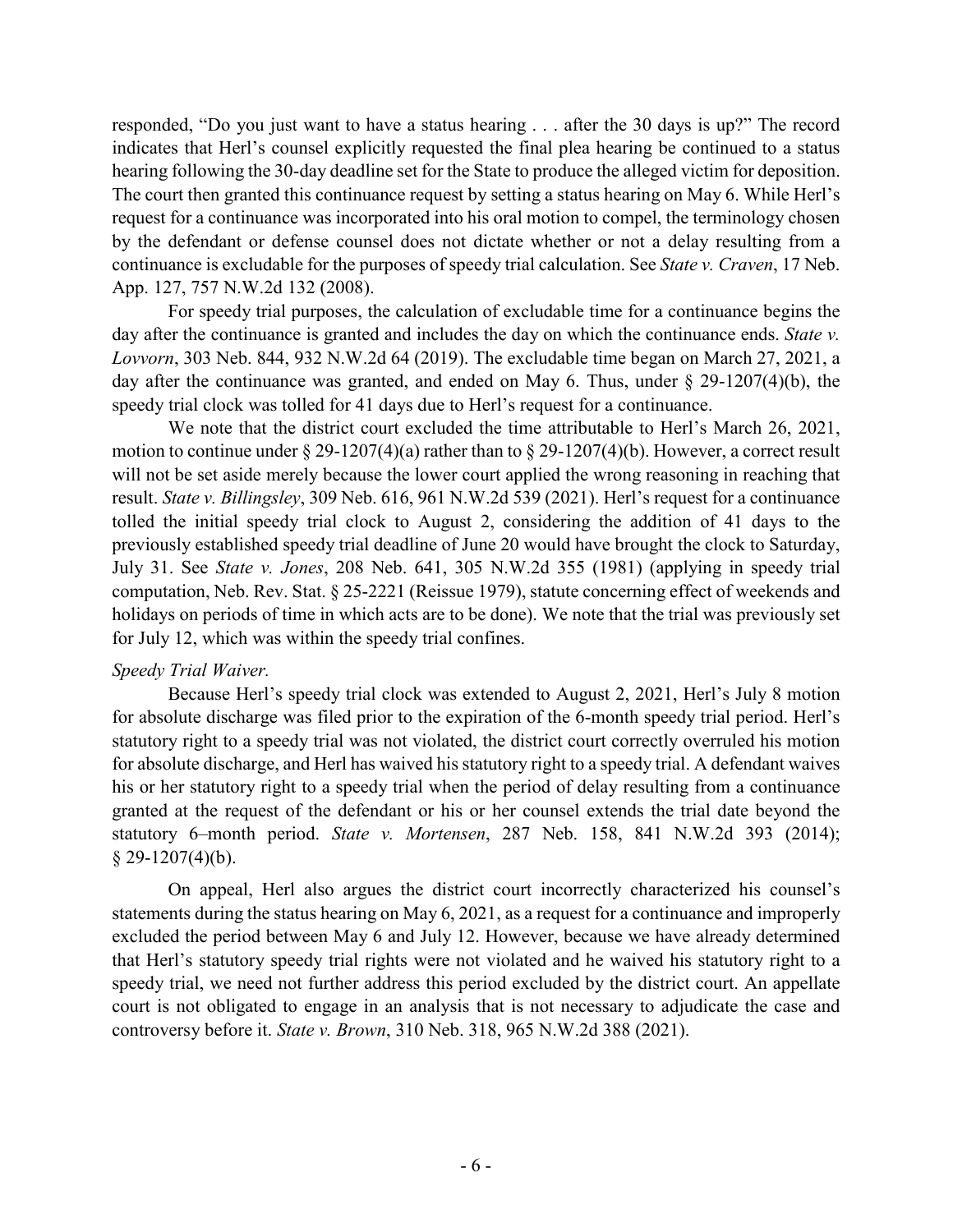responded, "Do you just want to have a status hearing . . . after the 30 days is up?" The record indicates that Herl's counsel explicitly requested the final plea hearing be continued to a status hearing following the 30-day deadline set for the State to produce the alleged victim for deposition. The court then granted this continuance request by setting a status hearing on May 6. While Herl's request for a continuance was incorporated into his oral motion to compel, the terminology chosen by the defendant or defense counsel does not dictate whether or not a delay resulting from a continuance is excludable for the purposes of speedy trial calculation. See *State v. Craven*, 17 Neb. App. 127, 757 N.W.2d 132 (2008).

For speedy trial purposes, the calculation of excludable time for a continuance begins the day after the continuance is granted and includes the day on which the continuance ends. *State v. Lovvorn*, 303 Neb. 844, 932 N.W.2d 64 (2019). The excludable time began on March 27, 2021, a day after the continuance was granted, and ended on May 6. Thus, under § 29-1207(4)(b), the speedy trial clock was tolled for 41 days due to Herl's request for a continuance.

We note that the district court excluded the time attributable to Herl's March 26, 2021, motion to continue under § 29-1207(4)(a) rather than to § 29-1207(4)(b). However, a correct result will not be set aside merely because the lower court applied the wrong reasoning in reaching that result. *State v. Billingsley*, 309 Neb. 616, 961 N.W.2d 539 (2021). Herl's request for a continuance tolled the initial speedy trial clock to August 2, considering the addition of 41 days to the previously established speedy trial deadline of June 20 would have brought the clock to Saturday, July 31. See *State v. Jones*, 208 Neb. 641, 305 N.W.2d 355 (1981) (applying in speedy trial computation, Neb. Rev. Stat. § 25-2221 (Reissue 1979), statute concerning effect of weekends and holidays on periods of time in which acts are to be done). We note that the trial was previously set for July 12, which was within the speedy trial confines.

*Speedy Trial Waiver.*

Because Herl's speedy trial clock was extended to August 2, 2021, Herl's July 8 motion for absolute discharge was filed prior to the expiration of the 6-month speedy trial period. Herl's statutory right to a speedy trial was not violated, the district court correctly overruled his motion for absolute discharge, and Herl has waived his statutory right to a speedy trial. A defendant waives his or her statutory right to a speedy trial when the period of delay resulting from a continuance granted at the request of the defendant or his or her counsel extends the trial date beyond the statutory 6–month period. *State v. Mortensen*, 287 Neb. 158, 841 N.W.2d 393 (2014); § 29-1207(4)(b).

On appeal, Herl also argues the district court incorrectly characterized his counsel's statements during the status hearing on May 6, 2021, as a request for a continuance and improperly excluded the period between May 6 and July 12. However, because we have already determined that Herl's statutory speedy trial rights were not violated and he waived his statutory right to a speedy trial, we need not further address this period excluded by the district court. An appellate court is not obligated to engage in an analysis that is not necessary to adjudicate the case and controversy before it. *State v. Brown*, 310 Neb. 318, 965 N.W.2d 388 (2021).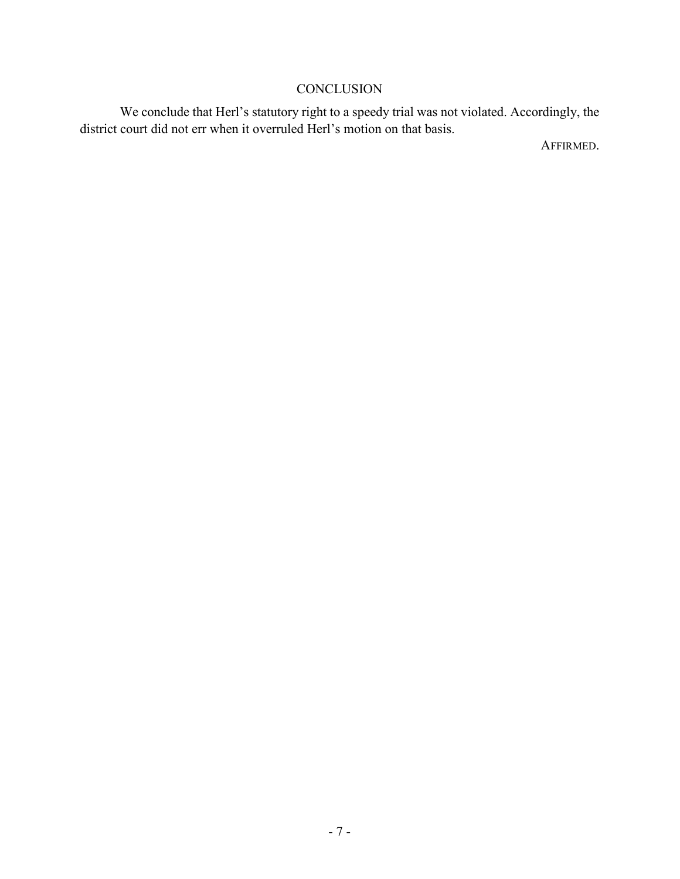## CONCLUSION

We conclude that Herl's statutory right to a speedy trial was not violated. Accordingly, the district court did not err when it overruled Herl's motion on that basis.

AFFIRMED.